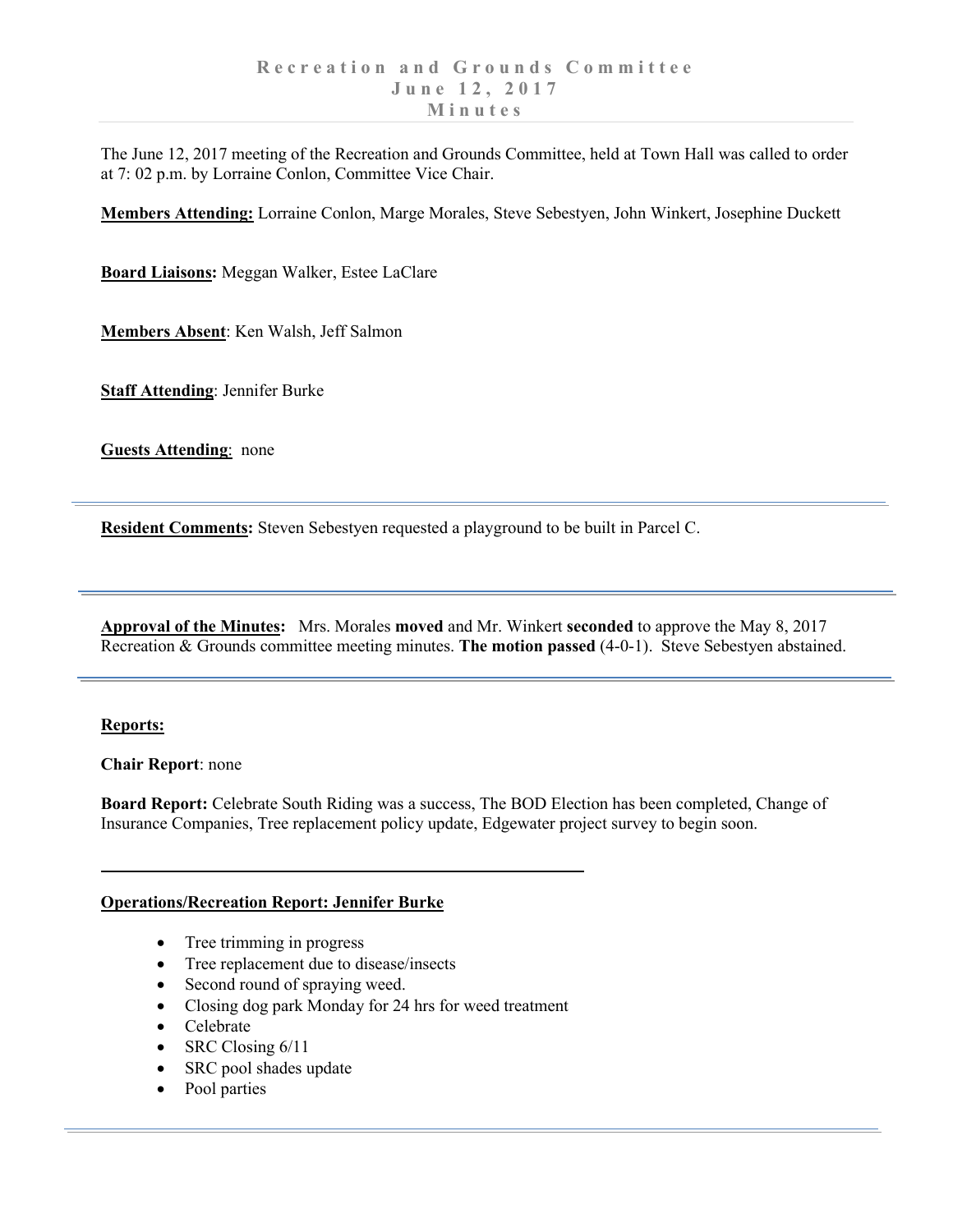# Recreation and Grounds Committee
# June 12, 2017
# Minutes

The June 12, 2017 meeting of the Recreation and Grounds Committee, held at Town Hall was called to order at 7: 02 p.m. by Lorraine Conlon, Committee Vice Chair.

**Members Attending:** Lorraine Conlon, Marge Morales, Steve Sebestyen, John Winkert, Josephine Duckett

**Board Liaisons:** Meggan Walker, Estee LaClare

**Members Absent**: Ken Walsh, Jeff Salmon

**Staff Attending**: Jennifer Burke

**Guests Attending**: none

---

**Resident Comments:** Steven Sebestyen requested a playground to be built in Parcel C.

---

**Approval of the Minutes:** Mrs. Morales **moved** and Mr. Winkert **seconded** to approve the May 8, 2017 Recreation & Grounds committee meeting minutes. **The motion passed** (4-0-1). Steve Sebestyen abstained.

---

**Reports:**

**Chair Report**: none

**Board Report:** Celebrate South Riding was a success, The BOD Election has been completed, Change of Insurance Companies, Tree replacement policy update, Edgewater project survey to begin soon.

---

**Operations/Recreation Report: Jennifer Burke**

- Tree trimming in progress
- Tree replacement due to disease/insects
- Second round of spraying weed.
- Closing dog park Monday for 24 hrs for weed treatment
- Celebrate
- SRC Closing 6/11
- SRC pool shades update
- Pool parties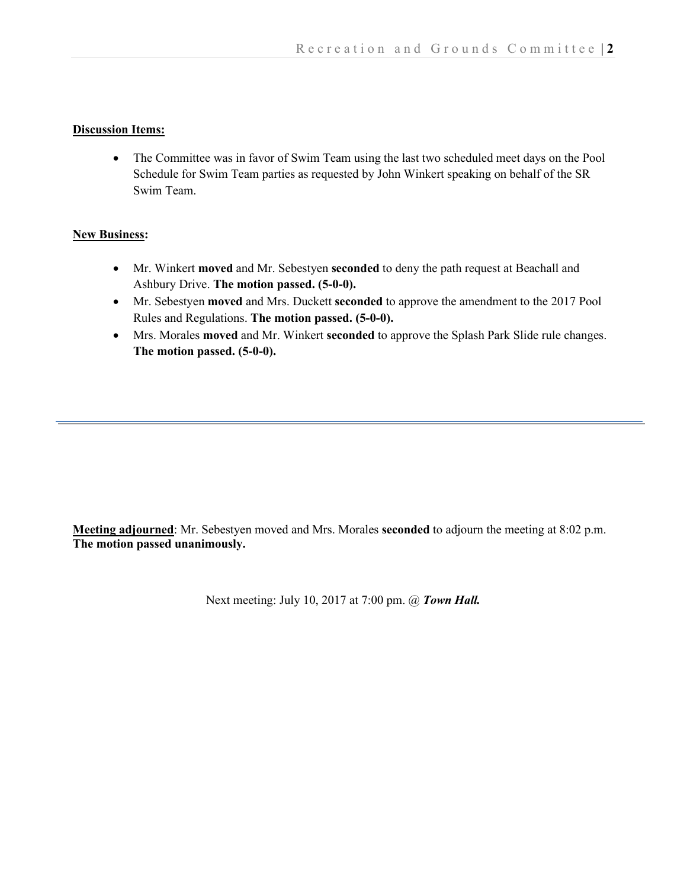**Discussion Items:**

- The Committee was in favor of Swim Team using the last two scheduled meet days on the Pool Schedule for Swim Team parties as requested by John Winkert speaking on behalf of the SR Swim Team.

**New Business:**

- Mr. Winkert **moved** and Mr. Sebestyen **seconded** to deny the path request at Beachall and Ashbury Drive. **The motion passed. (5-0-0).**
- Mr. Sebestyen **moved** and Mrs. Duckett **seconded** to approve the amendment to the 2017 Pool Rules and Regulations. **The motion passed. (5-0-0).**
- Mrs. Morales **moved** and Mr. Winkert **seconded** to approve the Splash Park Slide rule changes. **The motion passed. (5-0-0).**

---

**Meeting adjourned**: Mr. Sebestyen moved and Mrs. Morales **seconded** to adjourn the meeting at 8:02 p.m. **The motion passed unanimously.**

Next meeting: July 10, 2017 at 7:00 pm. @ ***Town Hall.***